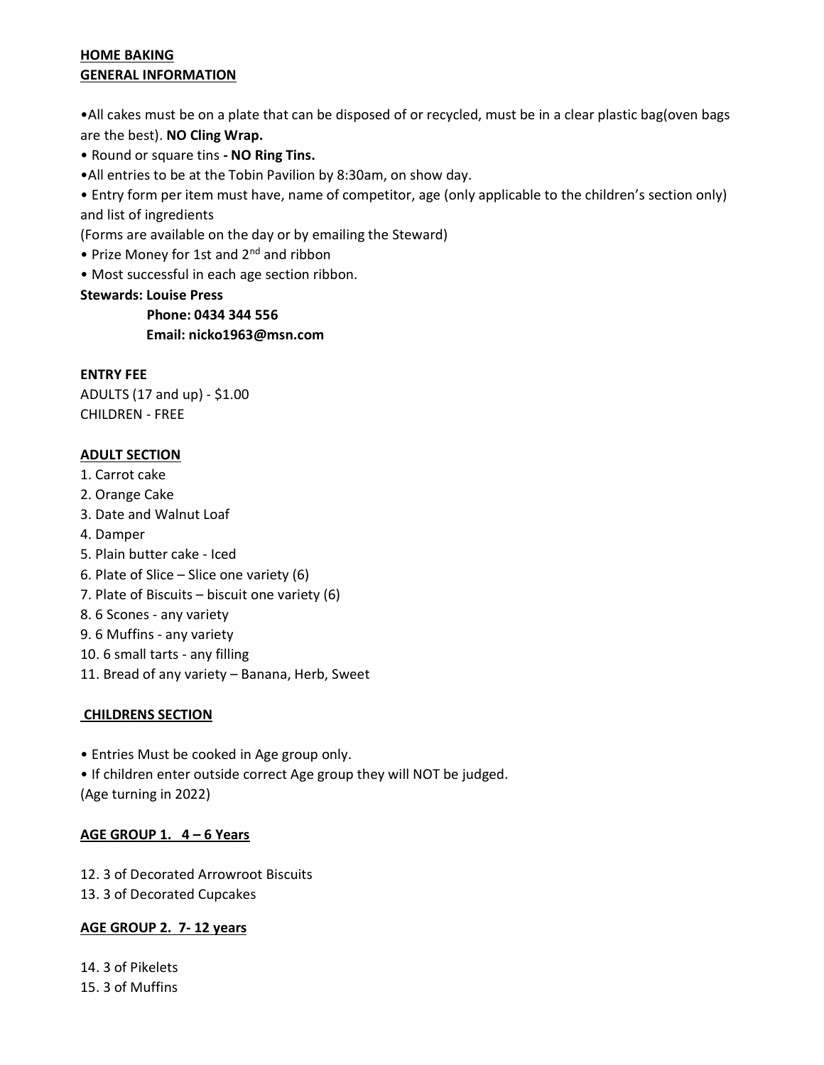**HOME BAKING**
**GENERAL INFORMATION**

- All cakes must be on a plate that can be disposed of or recycled, must be in a clear plastic bag(oven bags are the best). **NO Cling Wrap.**
- Round or square tins **- NO Ring Tins.**
- All entries to be at the Tobin Pavilion by 8:30am, on show day.
- Entry form per item must have, name of competitor, age (only applicable to the children's section only) and list of ingredients
(Forms are available on the day or by emailing the Steward)
- Prize Money for 1st and 2nd and ribbon
- Most successful in each age section ribbon.

**Stewards: Louise Press**
**Phone: 0434 344 556**
**Email: nicko1963@msn.com**

**ENTRY FEE**
ADULTS (17 and up) - $1.00
CHILDREN - FREE

**ADULT SECTION**

1. Carrot cake
2. Orange Cake
3. Date and Walnut Loaf
4. Damper
5. Plain butter cake - Iced
6. Plate of Slice – Slice one variety (6)
7. Plate of Biscuits – biscuit one variety (6)
8. 6 Scones - any variety
9. 6 Muffins - any variety
10. 6 small tarts - any filling
11. Bread of any variety – Banana, Herb, Sweet

**CHILDRENS SECTION**

- Entries Must be cooked in Age group only.
- If children enter outside correct Age group they will NOT be judged.
(Age turning in 2022)

**AGE GROUP 1. 4 – 6 Years**

12. 3 of Decorated Arrowroot Biscuits
13. 3 of Decorated Cupcakes

**AGE GROUP 2. 7- 12 years**

14. 3 of Pikelets
15. 3 of Muffins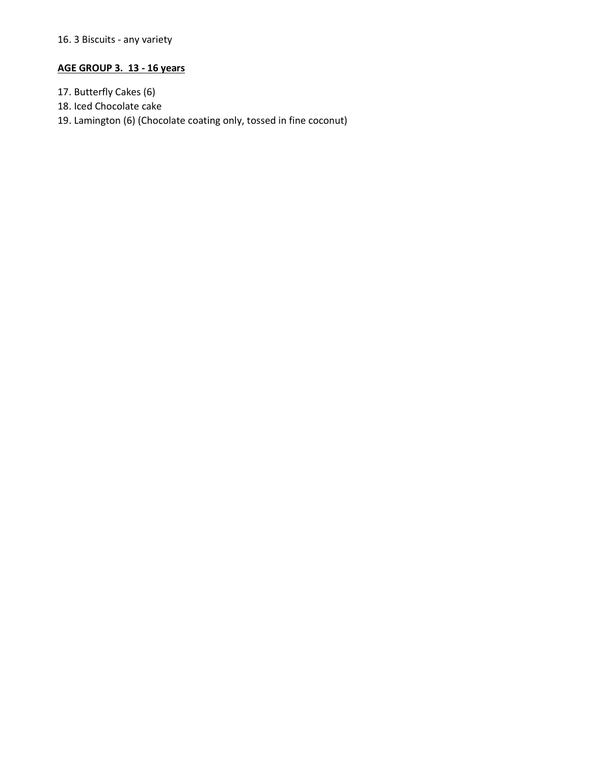16. 3 Biscuits - any variety

**<u>AGE GROUP 3. 13 - 16 years</u>**

17. Butterfly Cakes (6)
18. Iced Chocolate cake
19. Lamington (6) (Chocolate coating only, tossed in fine coconut)